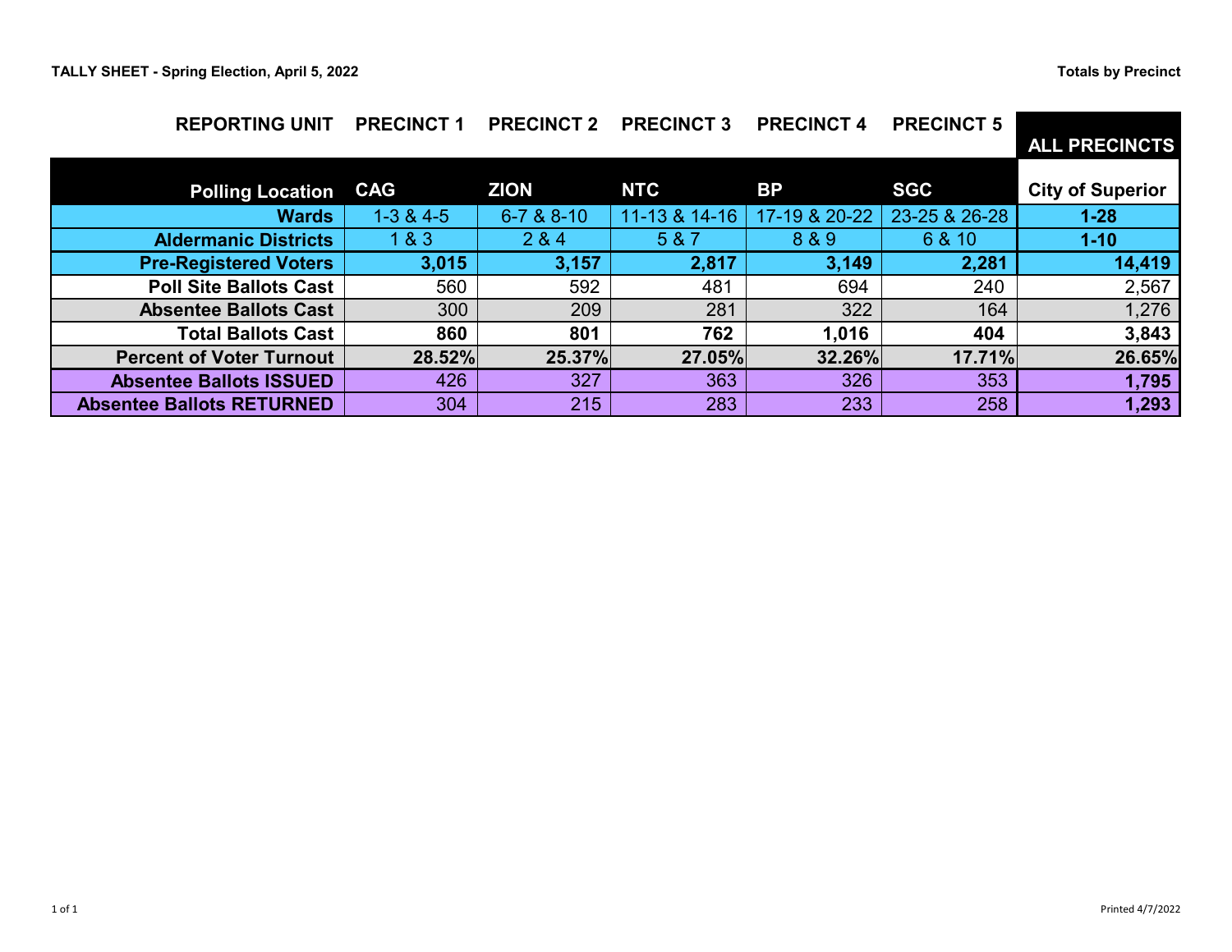**TALLY SHEET - Spring Election, April 5, 2022**

**Totals by Precinct**

| REPORTING UNIT | PRECINCT 1 | PRECINCT 2 | PRECINCT 3 | PRECINCT 4 | PRECINCT 5 | ALL PRECINCTS |
|---|---|---|---|---|---|---|
| **Polling Location** | **CAG** | **ZION** | **NTC** | **BP** | **SGC** | **City of Superior** |
| **Wards** | 1-3 & 4-5 | 6-7 & 8-10 | 11-13 & 14-16 | 17-19 & 20-22 | 23-25 & 26-28 | **1-28** |
| **Aldermanic Districts** | 1 & 3 | 2 & 4 | 5 & 7 | 8 & 9 | 6 & 10 | **1-10** |
| **Pre-Registered Voters** | **3,015** | **3,157** | **2,817** | **3,149** | **2,281** | **14,419** |
| **Poll Site Ballots Cast** | 560 | 592 | 481 | 694 | 240 | 2,567 |
| **Absentee Ballots Cast** | 300 | 209 | 281 | 322 | 164 | 1,276 |
| **Total Ballots Cast** | **860** | **801** | **762** | **1,016** | **404** | **3,843** |
| **Percent of Voter Turnout** | **28.52%** | **25.37%** | **27.05%** | **32.26%** | **17.71%** | **26.65%** |
| **Absentee Ballots ISSUED** | 426 | 327 | 363 | 326 | 353 | **1,795** |
| **Absentee Ballots RETURNED** | 304 | 215 | 283 | 233 | 258 | **1,293** |

Printed 4/7/2022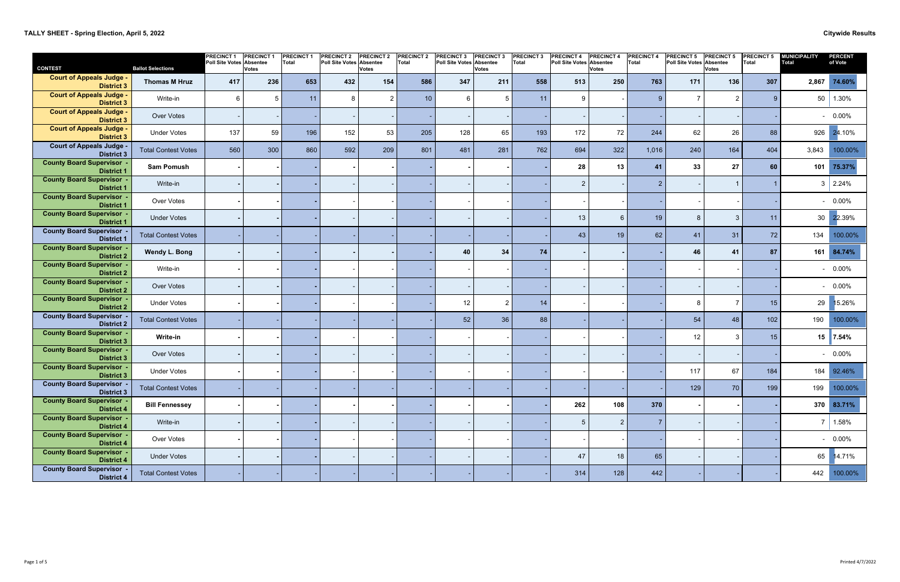**TALLY SHEET - Spring Election, April 5, 2022**

**Citywide Results**

| CONTEST | Ballot Selections | PRECINCT 1 Poll Site Votes | PRECINCT 1 Absentee Votes | PRECINCT 1 Total | PRECINCT 2 Poll Site Votes | PRECINCT 2 Absentee Votes | PRECINCT 2 Total | PRECINCT 3 Poll Site Votes | PRECINCT 3 Absentee Votes | PRECINCT 3 Total | PRECINCT 4 Poll Site Votes | PRECINCT 4 Absentee Votes | PRECINCT 4 Total | PRECINCT 5 Poll Site Votes | PRECINCT 5 Absentee Votes | PRECINCT 5 Total | MUNICIPALITY Total | PERCENT of Vote |
|---|---|---|---|---|---|---|---|---|---|---|---|---|---|---|---|---|---|---|
| Court of Appeals Judge - District 3 | **Thomas M Hruz** | 417 | 236 | 653 | 432 | 154 | 586 | 347 | 211 | 558 | 513 | 250 | 763 | 171 | 136 | 307 | 2,867 | 74.60% |
| Court of Appeals Judge - District 3 | Write-in | 6 | 5 | 11 | 8 | 2 | 10 | 6 | 5 | 11 | 9 | - | 9 | 7 | 2 | 9 | 50 | 1.30% |
| Court of Appeals Judge - District 3 | Over Votes | - | - | - | - | - | - | - | - | - | - | - | - | - | - | - | - | 0.00% |
| Court of Appeals Judge - District 3 | Under Votes | 137 | 59 | 196 | 152 | 53 | 205 | 128 | 65 | 193 | 172 | 72 | 244 | 62 | 26 | 88 | 926 | 24.10% |
| Court of Appeals Judge - District 3 | Total Contest Votes | 560 | 300 | 860 | 592 | 209 | 801 | 481 | 281 | 762 | 694 | 322 | 1,016 | 240 | 164 | 404 | 3,843 | 100.00% |
| County Board Supervisor - District 1 | **Sam Pomush** | - | - | - | - | - | - | - | - | - | 28 | 13 | 41 | 33 | 27 | 60 | 101 | 75.37% |
| County Board Supervisor - District 1 | Write-in | - | - | - | - | - | - | - | - | - | 2 | - | 2 | - | 1 | 1 | 3 | 2.24% |
| County Board Supervisor - District 1 | Over Votes | - | - | - | - | - | - | - | - | - | - | - | - | - | - | - | - | 0.00% |
| County Board Supervisor - District 1 | Under Votes | - | - | - | - | - | - | - | - | - | 13 | 6 | 19 | 8 | 3 | 11 | 30 | 22.39% |
| County Board Supervisor - District 1 | Total Contest Votes | - | - | - | - | - | - | - | - | - | 43 | 19 | 62 | 41 | 31 | 72 | 134 | 100.00% |
| County Board Supervisor - District 2 | **Wendy L. Bong** | - | - | - | - | - | - | 40 | 34 | 74 | - | - | - | 46 | 41 | 87 | 161 | 84.74% |
| County Board Supervisor - District 2 | Write-in | - | - | - | - | - | - | - | - | - | - | - | - | - | - | - | - | 0.00% |
| County Board Supervisor - District 2 | Over Votes | - | - | - | - | - | - | - | - | - | - | - | - | - | - | - | - | 0.00% |
| County Board Supervisor - District 2 | Under Votes | - | - | - | - | - | - | 12 | 2 | 14 | - | - | - | 8 | 7 | 15 | 29 | 15.26% |
| County Board Supervisor - District 2 | Total Contest Votes | - | - | - | - | - | - | 52 | 36 | 88 | - | - | - | 54 | 48 | 102 | 190 | 100.00% |
| County Board Supervisor - District 3 | **Write-in** | - | - | - | - | - | - | - | - | - | - | - | - | 12 | 3 | 15 | 15 | 7.54% |
| County Board Supervisor - District 3 | Over Votes | - | - | - | - | - | - | - | - | - | - | - | - | - | - | - | - | 0.00% |
| County Board Supervisor - District 3 | Under Votes | - | - | - | - | - | - | - | - | - | - | - | - | 117 | 67 | 184 | 184 | 92.46% |
| County Board Supervisor - District 3 | Total Contest Votes | - | - | - | - | - | - | - | - | - | - | - | - | 129 | 70 | 199 | 199 | 100.00% |
| County Board Supervisor - District 4 | **Bill Fennessey** | - | - | - | - | - | - | - | - | - | 262 | 108 | 370 | - | - | - | 370 | 83.71% |
| County Board Supervisor - District 4 | Write-in | - | - | - | - | - | - | - | - | - | 5 | 2 | 7 | - | - | - | 7 | 1.58% |
| County Board Supervisor - District 4 | Over Votes | - | - | - | - | - | - | - | - | - | - | - | - | - | - | - | - | 0.00% |
| County Board Supervisor - District 4 | Under Votes | - | - | - | - | - | - | - | - | - | 47 | 18 | 65 | - | - | - | 65 | 14.71% |
| County Board Supervisor - District 4 | Total Contest Votes | - | - | - | - | - | - | - | - | - | 314 | 128 | 442 | - | - | - | 442 | 100.00% |

Printed 4/7/2022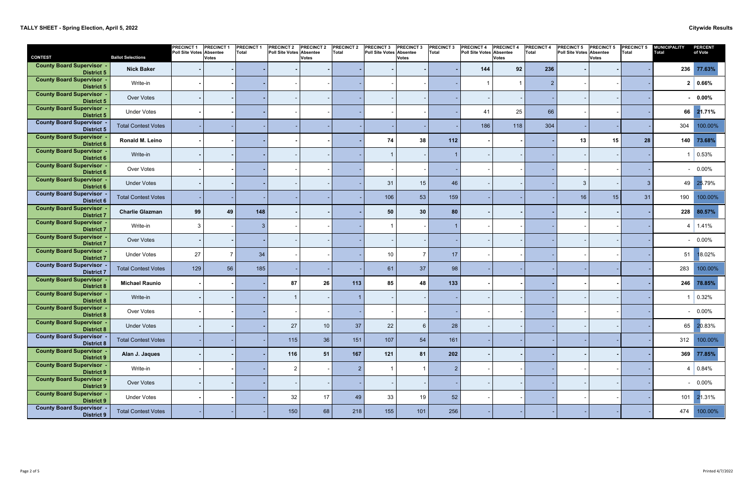**TALLY SHEET - Spring Election, April 5, 2022**

**Citywide Results**

| CONTEST | Ballot Selections | PRECINCT 1 Poll Site Votes | PRECINCT 1 Absentee Votes | PRECINCT 1 Total | PRECINCT 2 Poll Site Votes | PRECINCT 2 Absentee Votes | PRECINCT 2 Total | PRECINCT 3 Poll Site Votes | PRECINCT 3 Absentee Votes | PRECINCT 3 Total | PRECINCT 4 Poll Site Votes | PRECINCT 4 Absentee Votes | PRECINCT 4 Total | PRECINCT 5 Poll Site Votes | PRECINCT 5 Absentee Votes | PRECINCT 5 Total | MUNICIPALITY Total | PERCENT of Vote |
|---|---|---|---|---|---|---|---|---|---|---|---|---|---|---|---|---|---|---|
| County Board Supervisor - District 5 | **Nick Baker** | - | - | - | - | - | - | - | - | - | **144** | **92** | **236** | - | - | - | **236** | **77.63%** |
| County Board Supervisor - District 5 | Write-in | - | - | - | - | - | - | - | - | - | 1 | 1 | 2 | - | - | - | **2** | **0.66%** |
| County Board Supervisor - District 5 | Over Votes | - | - | - | - | - | - | - | - | - | - | - | - | - | - | - | **-** | **0.00%** |
| County Board Supervisor - District 5 | Under Votes | - | - | - | - | - | - | - | - | - | 41 | 25 | 66 | - | - | - | **66** | **21.71%** |
| County Board Supervisor - District 5 | Total Contest Votes | - | - | - | - | - | - | - | - | - | 186 | 118 | 304 | - | - | - | 304 | 100.00% |
| County Board Supervisor - District 6 | **Ronald M. Leino** | - | - | - | - | - | - | **74** | **38** | **112** | - | - | - | **13** | **15** | **28** | **140** | **73.68%** |
| County Board Supervisor - District 6 | Write-in | - | - | - | - | - | - | 1 | - | 1 | - | - | - | - | - | - | 1 | 0.53% |
| County Board Supervisor - District 6 | Over Votes | - | - | - | - | - | - | - | - | - | - | - | - | - | - | - | - | 0.00% |
| County Board Supervisor - District 6 | Under Votes | - | - | - | - | - | - | 31 | 15 | 46 | - | - | - | 3 | - | 3 | 49 | 25.79% |
| County Board Supervisor - District 6 | Total Contest Votes | - | - | - | - | - | - | 106 | 53 | 159 | - | - | - | 16 | 15 | 31 | 190 | 100.00% |
| County Board Supervisor - District 7 | **Charlie Glazman** | **99** | **49** | **148** | - | - | - | **50** | **30** | **80** | - | - | - | - | - | - | **228** | **80.57%** |
| County Board Supervisor - District 7 | Write-in | 3 | - | 3 | - | - | - | 1 | - | 1 | - | - | - | - | - | - | 4 | 1.41% |
| County Board Supervisor - District 7 | Over Votes | - | - | - | - | - | - | - | - | - | - | - | - | - | - | - | - | 0.00% |
| County Board Supervisor - District 7 | Under Votes | 27 | 7 | 34 | - | - | - | 10 | 7 | 17 | - | - | - | - | - | - | 51 | 18.02% |
| County Board Supervisor - District 7 | Total Contest Votes | 129 | 56 | 185 | - | - | - | 61 | 37 | 98 | - | - | - | - | - | - | 283 | 100.00% |
| County Board Supervisor - District 8 | **Michael Raunio** | - | - | - | **87** | **26** | **113** | **85** | **48** | **133** | - | - | - | - | - | - | **246** | **78.85%** |
| County Board Supervisor - District 8 | Write-in | - | - | - | 1 | - | 1 | - | - | - | - | - | - | - | - | - | 1 | 0.32% |
| County Board Supervisor - District 8 | Over Votes | - | - | - | - | - | - | - | - | - | - | - | - | - | - | - | - | 0.00% |
| County Board Supervisor - District 8 | Under Votes | - | - | - | 27 | 10 | 37 | 22 | 6 | 28 | - | - | - | - | - | - | 65 | 20.83% |
| County Board Supervisor - District 8 | Total Contest Votes | - | - | - | 115 | 36 | 151 | 107 | 54 | 161 | - | - | - | - | - | - | 312 | 100.00% |
| County Board Supervisor - District 9 | **Alan J. Jaques** | - | - | - | **116** | **51** | **167** | **121** | **81** | **202** | - | - | - | - | - | - | **369** | **77.85%** |
| County Board Supervisor - District 9 | Write-in | - | - | - | 2 | - | 2 | 1 | 1 | 2 | - | - | - | - | - | - | 4 | 0.84% |
| County Board Supervisor - District 9 | Over Votes | - | - | - | - | - | - | - | - | - | - | - | - | - | - | - | - | 0.00% |
| County Board Supervisor - District 9 | Under Votes | - | - | - | 32 | 17 | 49 | 33 | 19 | 52 | - | - | - | - | - | - | 101 | 21.31% |
| County Board Supervisor - District 9 | Total Contest Votes | - | - | - | 150 | 68 | 218 | 155 | 101 | 256 | - | - | - | - | - | - | 474 | 100.00% |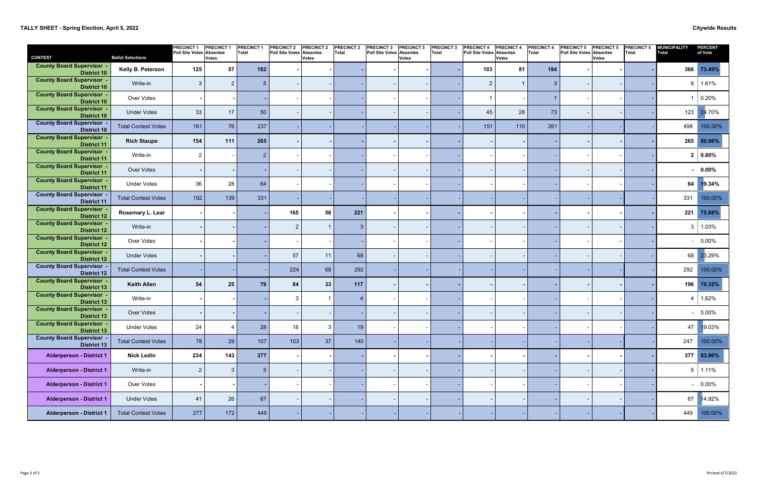**TALLY SHEET - Spring Election, April 5, 2022** **Citywide Results**

| CONTEST | Ballot Selections | PRECINCT 1 Poll Site Votes | PRECINCT 1 Absentee Votes | PRECINCT 1 Total | PRECINCT 2 Poll Site Votes | PRECINCT 2 Absentee Votes | PRECINCT 2 Total | PRECINCT 3 Poll Site Votes | PRECINCT 3 Absentee Votes | PRECINCT 3 Total | PRECINCT 4 Poll Site Votes | PRECINCT 4 Absentee Votes | PRECINCT 4 Total | PRECINCT 5 Poll Site Votes | PRECINCT 5 Absentee Votes | PRECINCT 5 Total | MUNICIPALITY Total | PERCENT of Vote |
|---|---|---|---|---|---|---|---|---|---|---|---|---|---|---|---|---|---|---|
| County Board Supervisor - District 10 | **Kelly B. Peterson** | 125 | 57 | 182 | - | - | - | - | - | - | 103 | 81 | 184 | - | - | - | 366 | 73.49% |
| County Board Supervisor - District 10 | Write-in | 3 | 2 | 5 | - | - | - | - | - | - | 2 | 1 | 3 | - | - | - | 8 | 1.61% |
| County Board Supervisor - District 10 | Over Votes | - | - | - | - | - | - | - | - | - | 1 | - | 1 | - | - | - | 1 | 0.20% |
| County Board Supervisor - District 10 | Under Votes | 33 | 17 | 50 | - | - | - | - | - | - | 45 | 28 | 73 | - | - | - | 123 | 24.70% |
| County Board Supervisor - District 10 | Total Contest Votes | 161 | 76 | 237 | - | - | - | - | - | - | 151 | 110 | 261 | - | - | - | 498 | 100.00% |
| County Board Supervisor - District 11 | **Rich Staupe** | 154 | 111 | 265 | - | - | - | - | - | - | - | - | - | - | - | - | 265 | 80.06% |
| County Board Supervisor - District 11 | Write-in | 2 | - | 2 | - | - | - | - | - | - | - | - | - | - | - | - | 2 | 0.60% |
| County Board Supervisor - District 11 | Over Votes | - | - | - | - | - | - | - | - | - | - | - | - | - | - | - | - | 0.00% |
| County Board Supervisor - District 11 | Under Votes | 36 | 28 | 64 | - | - | - | - | - | - | - | - | - | - | - | - | 64 | 19.34% |
| County Board Supervisor - District 11 | Total Contest Votes | 192 | 139 | 331 | - | - | - | - | - | - | - | - | - | - | - | - | 331 | 100.00% |
| County Board Supervisor - District 12 | **Rosemary L. Lear** | - | - | - | 165 | 56 | 221 | - | - | - | - | - | - | - | - | - | 221 | 75.68% |
| County Board Supervisor - District 12 | Write-in | - | - | - | 2 | 1 | 3 | - | - | - | - | - | - | - | - | - | 3 | 1.03% |
| County Board Supervisor - District 12 | Over Votes | - | - | - | - | - | - | - | - | - | - | - | - | - | - | - | - | 0.00% |
| County Board Supervisor - District 12 | Under Votes | - | - | - | 57 | 11 | 68 | - | - | - | - | - | - | - | - | - | 68 | 23.29% |
| County Board Supervisor - District 12 | Total Contest Votes | - | - | - | 224 | 68 | 292 | - | - | - | - | - | - | - | - | - | 292 | 100.00% |
| County Board Supervisor - District 13 | **Keith Allen** | 54 | 25 | 79 | 84 | 33 | 117 | - | - | - | - | - | - | - | - | - | 196 | 79.35% |
| County Board Supervisor - District 13 | Write-in | - | - | - | 3 | 1 | 4 | - | - | - | - | - | - | - | - | - | 4 | 1.62% |
| County Board Supervisor - District 13 | Over Votes | - | - | - | - | - | - | - | - | - | - | - | - | - | - | - | - | 0.00% |
| County Board Supervisor - District 13 | Under Votes | 24 | 4 | 28 | 16 | 3 | 19 | - | - | - | - | - | - | - | - | - | 47 | 19.03% |
| County Board Supervisor - District 13 | Total Contest Votes | 78 | 29 | 107 | 103 | 37 | 140 | - | - | - | - | - | - | - | - | - | 247 | 100.00% |
| Alderperson - District 1 | **Nick Ledin** | 234 | 143 | 377 | - | - | - | - | - | - | - | - | - | - | - | - | 377 | 83.96% |
| Alderperson - District 1 | Write-in | 2 | 3 | 5 | - | - | - | - | - | - | - | - | - | - | - | - | 5 | 1.11% |
| Alderperson - District 1 | Over Votes | - | - | - | - | - | - | - | - | - | - | - | - | - | - | - | - | 0.00% |
| Alderperson - District 1 | Under Votes | 41 | 26 | 67 | - | - | - | - | - | - | - | - | - | - | - | - | 67 | 14.92% |
| Alderperson - District 1 | Total Contest Votes | 277 | 172 | 449 | - | - | - | - | - | - | - | - | - | - | - | - | 449 | 100.00% |

Printed 4/7/2022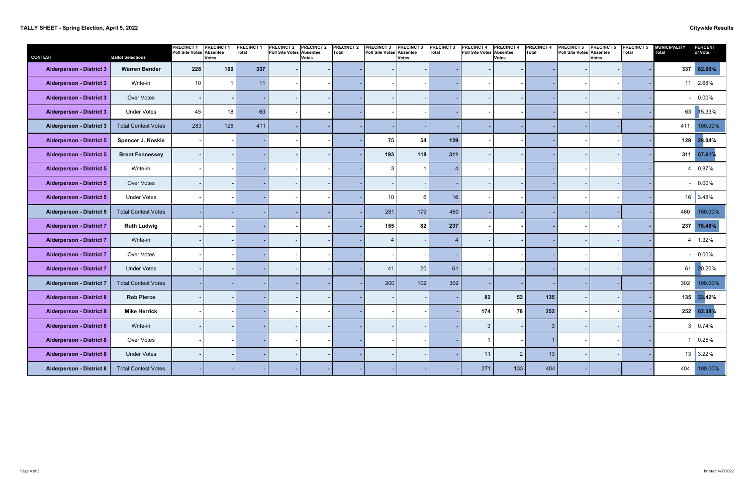**TALLY SHEET - Spring Election, April 5, 2022**

**Citywide Results**

| CONTEST | Ballot Selections | PRECINCT 1 Poll Site Votes | PRECINCT 1 Absentee Votes | PRECINCT 1 Total | PRECINCT 2 Poll Site Votes | PRECINCT 2 Absentee Votes | PRECINCT 2 Total | PRECINCT 3 Poll Site Votes | PRECINCT 3 Absentee Votes | PRECINCT 3 Total | PRECINCT 4 Poll Site Votes | PRECINCT 4 Absentee Votes | PRECINCT 4 Total | PRECINCT 5 Poll Site Votes | PRECINCT 5 Absentee Votes | PRECINCT 5 Total | MUNICIPALITY Total | PERCENT of Vote |
|---|---|---|---|---|---|---|---|---|---|---|---|---|---|---|---|---|---|---|
| **Alderperson - District 3** | **Warren Bender** | **228** | **109** | **337** | **-** | **-** | **-** | **-** | **-** | **-** | **-** | **-** | **-** | **-** | **-** | **-** | **337** | **82.00%** |
| **Alderperson - District 3** | Write-in | 10 | 1 | 11 | - | - | - | - | - | - | - | - | - | - | - | - | 11 | 2.68% |
| **Alderperson - District 3** | Over Votes | - | - | - | - | - | - | - | - | - | - | - | - | - | - | - | - | 0.00% |
| **Alderperson - District 3** | Under Votes | 45 | 18 | 63 | - | - | - | - | - | - | - | - | - | - | - | - | 63 | 15.33% |
| **Alderperson - District 3** | Total Contest Votes | 283 | 128 | 411 | - | - | - | - | - | - | - | - | - | - | - | - | 411 | 100.00% |
| **Alderperson - District 5** | **Spencer J. Koskie** | **-** | **-** | **-** | **-** | **-** | **-** | **75** | **54** | **129** | **-** | **-** | **-** | **-** | **-** | **-** | **129** | **28.04%** |
| **Alderperson - District 5** | **Brent Fennessey** | **-** | **-** | **-** | **-** | **-** | **-** | **193** | **118** | **311** | **-** | **-** | **-** | **-** | **-** | **-** | **311** | **67.61%** |
| **Alderperson - District 5** | Write-in | - | - | - | - | - | - | 3 | 1 | 4 | - | - | - | - | - | - | 4 | 0.87% |
| **Alderperson - District 5** | Over Votes | - | - | - | - | - | - | - | - | - | - | - | - | - | - | - | - | 0.00% |
| **Alderperson - District 5** | Under Votes | - | - | - | - | - | - | 10 | 6 | 16 | - | - | - | - | - | - | 16 | 3.48% |
| **Alderperson - District 5** | Total Contest Votes | - | - | - | - | - | - | 281 | 179 | 460 | - | - | - | - | - | - | 460 | 100.00% |
| **Alderperson - District 7** | **Ruth Ludwig** | **-** | **-** | **-** | **-** | **-** | **-** | **155** | **82** | **237** | **-** | **-** | **-** | **-** | **-** | **-** | **237** | **78.48%** |
| **Alderperson - District 7** | Write-in | - | - | - | - | - | - | 4 | - | 4 | - | - | - | - | - | - | 4 | 1.32% |
| **Alderperson - District 7** | Over Votes | - | - | - | - | - | - | - | - | - | - | - | - | - | - | - | - | 0.00% |
| **Alderperson - District 7** | Under Votes | - | - | - | - | - | - | 41 | 20 | 61 | - | - | - | - | - | - | 61 | 20.20% |
| **Alderperson - District 7** | Total Contest Votes | - | - | - | - | - | - | 200 | 102 | 302 | - | - | - | - | - | - | 302 | 100.00% |
| **Alderperson - District 8** | **Rob Pierce** | **-** | **-** | **-** | **-** | **-** | **-** | **-** | **-** | **-** | **82** | **53** | **135** | **-** | **-** | **-** | **135** | **33.42%** |
| **Alderperson - District 8** | **Mike Herrick** | **-** | **-** | **-** | **-** | **-** | **-** | **-** | **-** | **-** | **174** | **78** | **252** | **-** | **-** | **-** | **252** | **62.38%** |
| **Alderperson - District 8** | Write-in | - | - | - | - | - | - | - | - | - | 3 | - | 3 | - | - | - | 3 | 0.74% |
| **Alderperson - District 8** | Over Votes | - | - | - | - | - | - | - | - | - | 1 | - | 1 | - | - | - | 1 | 0.25% |
| **Alderperson - District 8** | Under Votes | - | - | - | - | - | - | - | - | - | 11 | 2 | 13 | - | - | - | 13 | 3.22% |
| **Alderperson - District 8** | Total Contest Votes | - | - | - | - | - | - | - | - | - | 271 | 133 | 404 | - | - | - | 404 | 100.00% |

Printed 4/7/2022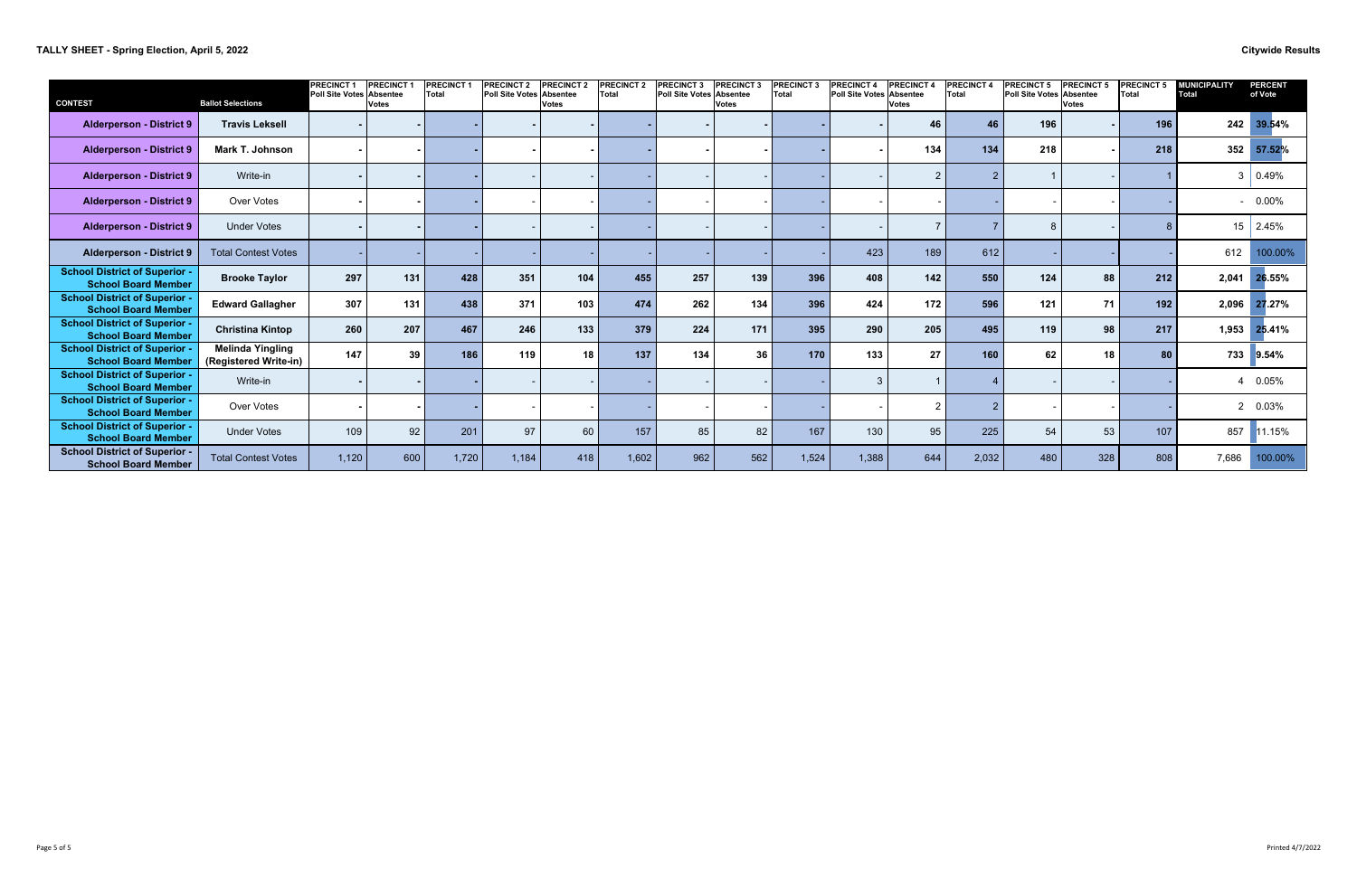**TALLY SHEET - Spring Election, April 5, 2022**

**Citywide Results**

| CONTEST | Ballot Selections | PRECINCT 1 Poll Site Votes | PRECINCT 1 Absentee Votes | PRECINCT 1 Total | PRECINCT 2 Poll Site Votes | PRECINCT 2 Absentee Votes | PRECINCT 2 Total | PRECINCT 3 Poll Site Votes | PRECINCT 3 Absentee Votes | PRECINCT 3 Total | PRECINCT 4 Poll Site Votes | PRECINCT 4 Absentee Votes | PRECINCT 4 Total | PRECINCT 5 Poll Site Votes | PRECINCT 5 Absentee Votes | PRECINCT 5 Total | MUNICIPALITY Total | PERCENT of Vote |
|---|---|---|---|---|---|---|---|---|---|---|---|---|---|---|---|---|---|---|
| **Alderperson - District 9** | **Travis Leksell** | - | - | - | - | - | - | - | - | - | - | 46 | 46 | 196 | - | 196 | 242 | 39.54% |
| **Alderperson - District 9** | **Mark T. Johnson** | - | - | - | - | - | - | - | - | - | - | 134 | 134 | 218 | - | 218 | 352 | 57.52% |
| **Alderperson - District 9** | Write-in | - | - | - | - | - | - | - | - | - | - | 2 | 2 | 1 | - | 1 | 3 | 0.49% |
| **Alderperson - District 9** | Over Votes | - | - | - | - | - | - | - | - | - | - | - | - | - | - | - | - | 0.00% |
| **Alderperson - District 9** | Under Votes | - | - | - | - | - | - | - | - | - | - | 7 | 7 | 8 | - | 8 | 15 | 2.45% |
| **Alderperson - District 9** | Total Contest Votes | - | - | - | - | - | - | - | - | - | 423 | 189 | 612 | - | - | - | 612 | 100.00% |
| **School District of Superior - School Board Member** | **Brooke Taylor** | 297 | 131 | 428 | 351 | 104 | 455 | 257 | 139 | 396 | 408 | 142 | 550 | 124 | 88 | 212 | 2,041 | 26.55% |
| **School District of Superior - School Board Member** | **Edward Gallagher** | 307 | 131 | 438 | 371 | 103 | 474 | 262 | 134 | 396 | 424 | 172 | 596 | 121 | 71 | 192 | 2,096 | 27.27% |
| **School District of Superior - School Board Member** | **Christina Kintop** | 260 | 207 | 467 | 246 | 133 | 379 | 224 | 171 | 395 | 290 | 205 | 495 | 119 | 98 | 217 | 1,953 | 25.41% |
| **School District of Superior - School Board Member** | **Melinda Yingling (Registered Write-in)** | 147 | 39 | 186 | 119 | 18 | 137 | 134 | 36 | 170 | 133 | 27 | 160 | 62 | 18 | 80 | 733 | 9.54% |
| **School District of Superior - School Board Member** | Write-in | - | - | - | - | - | - | - | - | - | 3 | 1 | 4 | - | - | - | 4 | 0.05% |
| **School District of Superior - School Board Member** | Over Votes | - | - | - | - | - | - | - | - | - | - | 2 | 2 | - | - | - | 2 | 0.03% |
| **School District of Superior - School Board Member** | Under Votes | 109 | 92 | 201 | 97 | 60 | 157 | 85 | 82 | 167 | 130 | 95 | 225 | 54 | 53 | 107 | 857 | 11.15% |
| **School District of Superior - School Board Member** | Total Contest Votes | 1,120 | 600 | 1,720 | 1,184 | 418 | 1,602 | 962 | 562 | 1,524 | 1,388 | 644 | 2,032 | 480 | 328 | 808 | 7,686 | 100.00% |

Printed 4/7/2022